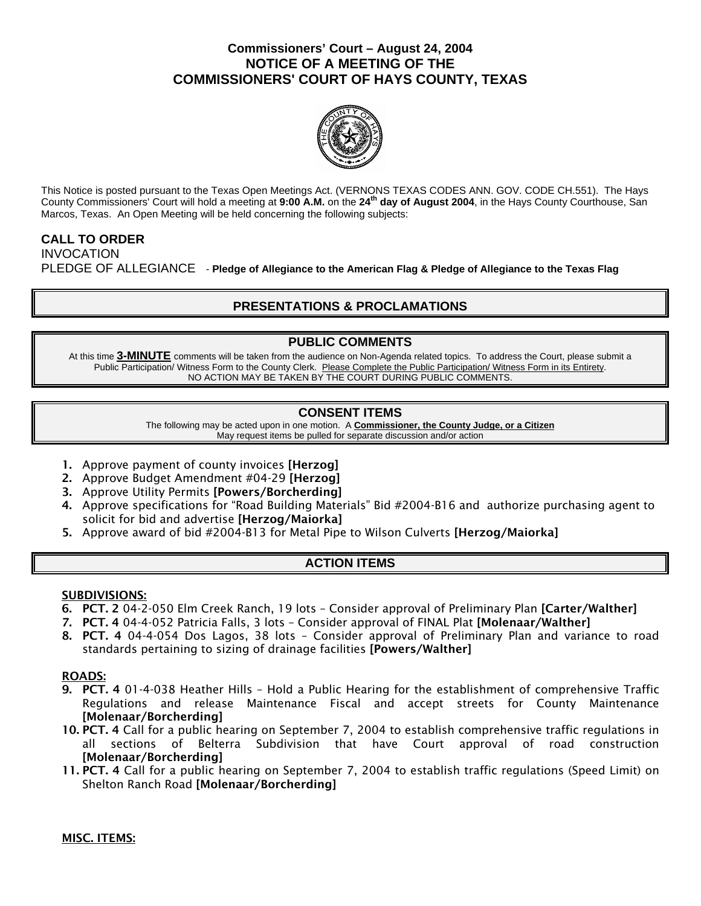# Commissioners' Court – August 24, 2004
# NOTICE OF A MEETING OF THE COMMISSIONERS' COURT OF HAYS COUNTY, TEXAS

This Notice is posted pursuant to the Texas Open Meetings Act. (VERNONS TEXAS CODES ANN. GOV. CODE CH.551). The Hays County Commissioners' Court will hold a meeting at **9:00 A.M.** on the **24th day of August 2004**, in the Hays County Courthouse, San Marcos, Texas. An Open Meeting will be held concerning the following subjects:

**CALL TO ORDER**
INVOCATION
PLEDGE OF ALLEGIANCE - **Pledge of Allegiance to the American Flag & Pledge of Allegiance to the Texas Flag**

## PRESENTATIONS & PROCLAMATIONS

## PUBLIC COMMENTS

At this time **3-MINUTE** comments will be taken from the audience on Non-Agenda related topics. To address the Court, please submit a Public Participation/ Witness Form to the County Clerk. Please Complete the Public Participation/ Witness Form in its Entirety.
NO ACTION MAY BE TAKEN BY THE COURT DURING PUBLIC COMMENTS.

## CONSENT ITEMS

The following may be acted upon in one motion. A **Commissioner, the County Judge, or a Citizen** May request items be pulled for separate discussion and/or action

1. Approve payment of county invoices **[Herzog]**
2. Approve Budget Amendment #04-29 **[Herzog]**
3. Approve Utility Permits **[Powers/Borcherding]**
4. Approve specifications for "Road Building Materials" Bid #2004-B16 and authorize purchasing agent to solicit for bid and advertise **[Herzog/Maiorka]**
5. Approve award of bid #2004-B13 for Metal Pipe to Wilson Culverts **[Herzog/Maiorka]**

## ACTION ITEMS

**SUBDIVISIONS:**

6. **PCT. 2** 04-2-050 Elm Creek Ranch, 19 lots – Consider approval of Preliminary Plan **[Carter/Walther]**
7. **PCT. 4** 04-4-052 Patricia Falls, 3 lots – Consider approval of FINAL Plat **[Molenaar/Walther]**
8. **PCT. 4** 04-4-054 Dos Lagos, 38 lots – Consider approval of Preliminary Plan and variance to road standards pertaining to sizing of drainage facilities **[Powers/Walther]**

**ROADS:**

9. **PCT. 4** 01-4-038 Heather Hills – Hold a Public Hearing for the establishment of comprehensive Traffic Regulations and release Maintenance Fiscal and accept streets for County Maintenance **[Molenaar/Borcherding]**
10. **PCT. 4** Call for a public hearing on September 7, 2004 to establish comprehensive traffic regulations in all sections of Belterra Subdivision that have Court approval of road construction **[Molenaar/Borcherding]**
11. **PCT. 4** Call for a public hearing on September 7, 2004 to establish traffic regulations (Speed Limit) on Shelton Ranch Road **[Molenaar/Borcherding]**

**MISC. ITEMS:**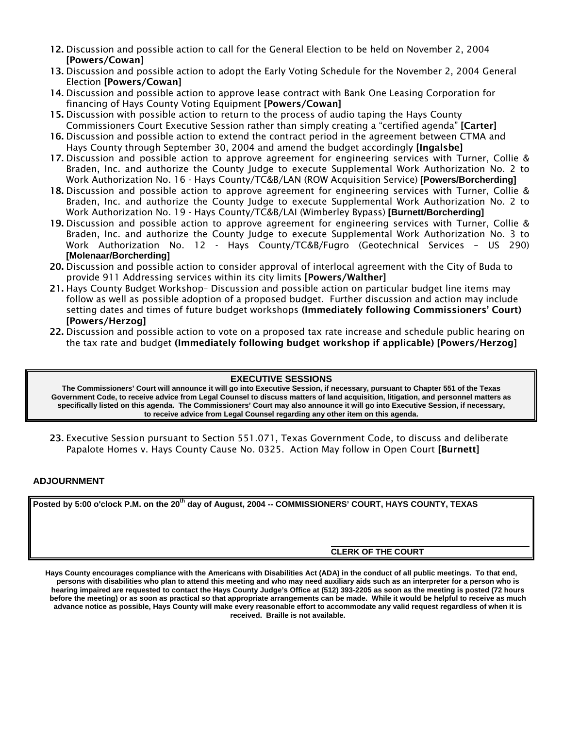12. Discussion and possible action to call for the General Election to be held on November 2, 2004 **[Powers/Cowan]**
13. Discussion and possible action to adopt the Early Voting Schedule for the November 2, 2004 General Election **[Powers/Cowan]**
14. Discussion and possible action to approve lease contract with Bank One Leasing Corporation for financing of Hays County Voting Equipment **[Powers/Cowan]**
15. Discussion with possible action to return to the process of audio taping the Hays County Commissioners Court Executive Session rather than simply creating a "certified agenda" **[Carter]**
16. Discussion and possible action to extend the contract period in the agreement between CTMA and Hays County through September 30, 2004 and amend the budget accordingly **[Ingalsbe]**
17. Discussion and possible action to approve agreement for engineering services with Turner, Collie & Braden, Inc. and authorize the County Judge to execute Supplemental Work Authorization No. 2 to Work Authorization No. 16 - Hays County/TC&B/LAN (ROW Acquisition Service) **[Powers/Borcherding]**
18. Discussion and possible action to approve agreement for engineering services with Turner, Collie & Braden, Inc. and authorize the County Judge to execute Supplemental Work Authorization No. 2 to Work Authorization No. 19 - Hays County/TC&B/LAI (Wimberley Bypass) **[Burnett/Borcherding]**
19. Discussion and possible action to approve agreement for engineering services with Turner, Collie & Braden, Inc. and authorize the County Judge to execute Supplemental Work Authorization No. 3 to Work Authorization No. 12 - Hays County/TC&B/Fugro (Geotechnical Services – US 290) **[Molenaar/Borcherding]**
20. Discussion and possible action to consider approval of interlocal agreement with the City of Buda to provide 911 Addressing services within its city limits **[Powers/Walther]**
21. Hays County Budget Workshop– Discussion and possible action on particular budget line items may follow as well as possible adoption of a proposed budget. Further discussion and action may include setting dates and times of future budget workshops **(Immediately following Commissioners' Court) [Powers/Herzog]**
22. Discussion and possible action to vote on a proposed tax rate increase and schedule public hearing on the tax rate and budget **(Immediately following budget workshop if applicable) [Powers/Herzog]**

## EXECUTIVE SESSIONS

**The Commissioners' Court will announce it will go into Executive Session, if necessary, pursuant to Chapter 551 of the Texas Government Code, to receive advice from Legal Counsel to discuss matters of land acquisition, litigation, and personnel matters as specifically listed on this agenda. The Commissioners' Court may also announce it will go into Executive Session, if necessary, to receive advice from Legal Counsel regarding any other item on this agenda.**

23. Executive Session pursuant to Section 551.071, Texas Government Code, to discuss and deliberate Papalote Homes v. Hays County Cause No. 0325. Action May follow in Open Court **[Burnett]**

**ADJOURNMENT**

**Posted by 5:00 o'clock P.M. on the 20th day of August, 2004 -- COMMISSIONERS' COURT, HAYS COUNTY, TEXAS**

**CLERK OF THE COURT**

**Hays County encourages compliance with the Americans with Disabilities Act (ADA) in the conduct of all public meetings. To that end, persons with disabilities who plan to attend this meeting and who may need auxiliary aids such as an interpreter for a person who is hearing impaired are requested to contact the Hays County Judge's Office at (512) 393-2205 as soon as the meeting is posted (72 hours before the meeting) or as soon as practical so that appropriate arrangements can be made. While it would be helpful to receive as much advance notice as possible, Hays County will make every reasonable effort to accommodate any valid request regardless of when it is received. Braille is not available.**